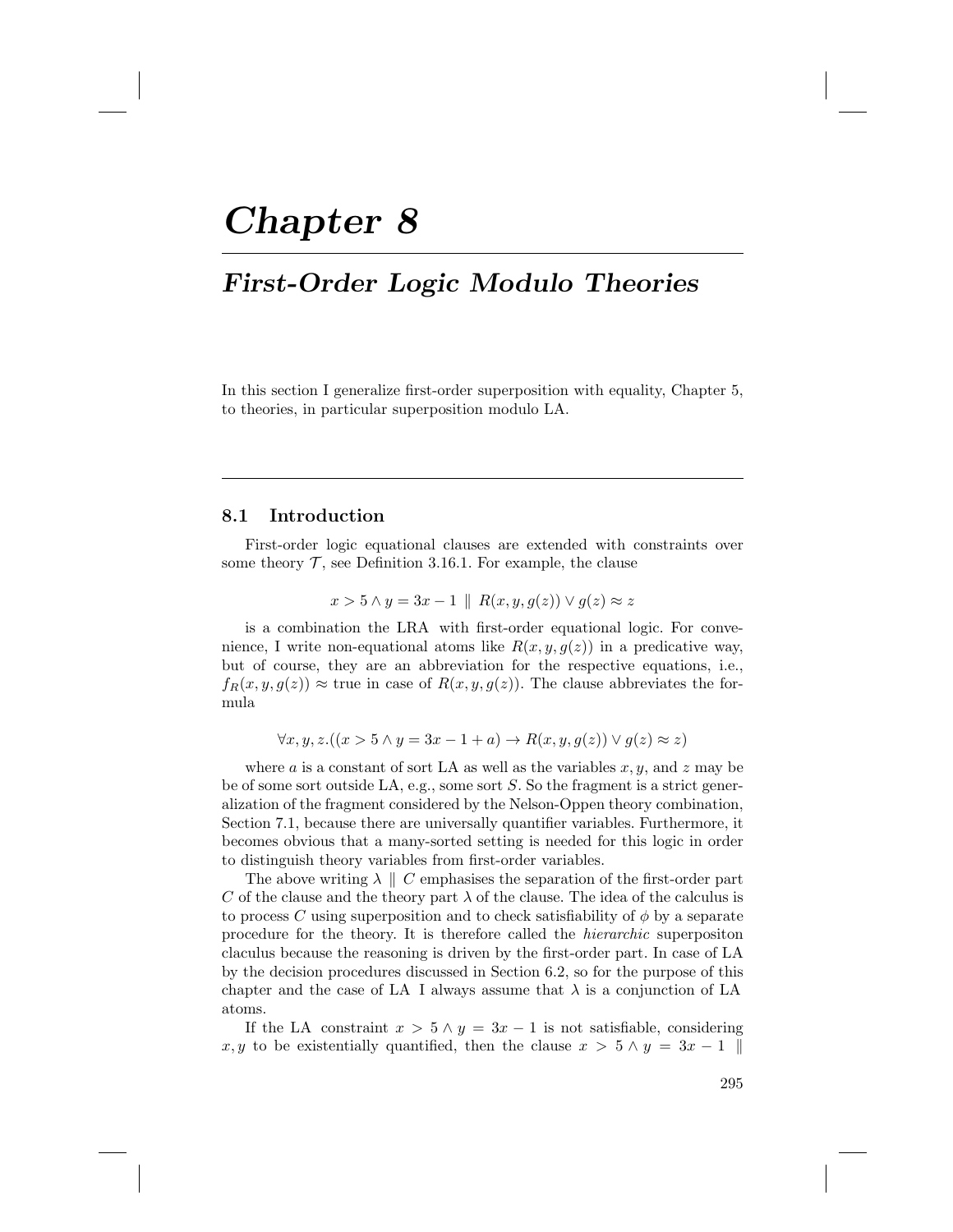# Chapter 8

## First-Order Logic Modulo Theories

In this section I generalize first-order superposition with equality, Chapter 5, to theories, in particular superposition modulo LA.

### 8.1 Introduction

First-order logic equational clauses are extended with constraints over some theory $\mathcal{T}$, see Definition 3.16.1. For example, the clause

$$x > 5 \land y = 3x - 1 \parallel R(x, y, g(z)) \lor g(z) \approx z$$

is a combination the LRA with first-order equational logic. For convenience, I write non-equational atoms like $R(x, y, g(z))$ in a predicative way, but of course, they are an abbreviation for the respective equations, i.e., $f_R(x, y, g(z)) \approx \text{true}$ in case of $R(x, y, g(z))$. The clause abbreviates the formula

$$\forall x, y, z.((x > 5 \land y = 3x - 1 + a) \rightarrow R(x, y, g(z)) \lor g(z) \approx z)$$

where $a$ is a constant of sort LA as well as the variables $x, y$, and $z$ may be of some sort outside LA, e.g., some sort $S$. So the fragment is a strict generalization of the fragment considered by the Nelson-Oppen theory combination, Section 7.1, because there are universally quantifier variables. Furthermore, it becomes obvious that a many-sorted setting is needed for this logic in order to distinguish theory variables from first-order variables.

The above writing $\lambda \parallel C$ emphasises the separation of the first-order part $C$ of the clause and the theory part $\lambda$ of the clause. The idea of the calculus is to process $C$ using superposition and to check satisfiability of $\phi$ by a separate procedure for the theory. It is therefore called the *hierarchic* superpositon claculus because the reasoning is driven by the first-order part. In case of LA by the decision procedures discussed in Section 6.2, so for the purpose of this chapter and the case of LA I always assume that $\lambda$ is a conjunction of LA atoms.

If the LA constraint $x > 5 \land y = 3x - 1$ is not satisfiable, considering $x, y$ to be existentially quantified, then the clause $x > 5 \land y = 3x - 1 \parallel$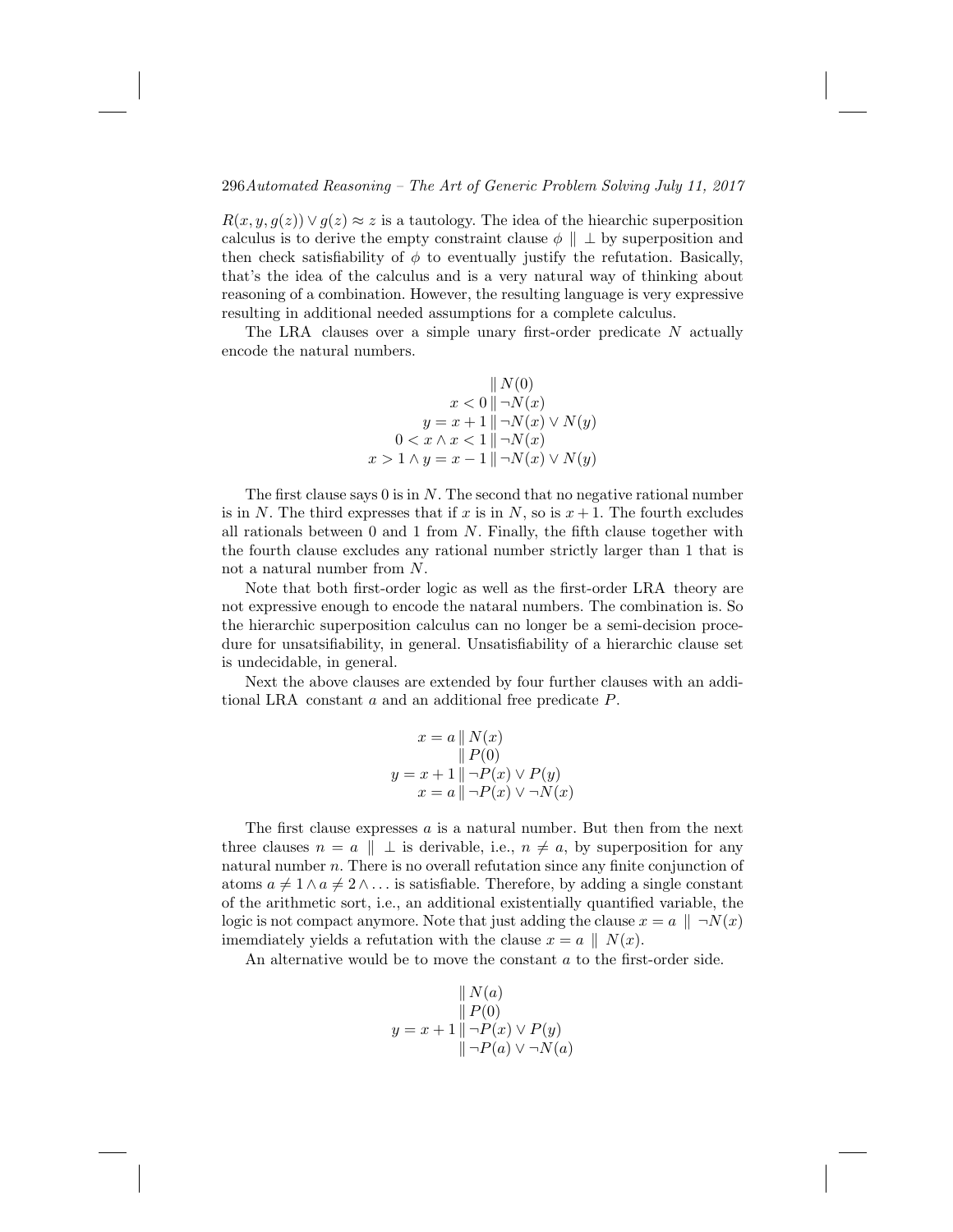$R(x, y, g(z)) \vee g(z) \approx z$ is a tautology. The idea of the hiearchic superposition calculus is to derive the empty constraint clause $\phi \parallel \bot$ by superposition and then check satisfiability of $\phi$ to eventually justify the refutation. Basically, that's the idea of the calculus and is a very natural way of thinking about reasoning of a combination. However, the resulting language is very expressive resulting in additional needed assumptions for a complete calculus.

The LRA clauses over a simple unary first-order predicate $N$ actually encode the natural numbers.

$$
\begin{array}{r}
\parallel N(0) \\
x < 0 \parallel \neg N(x) \\
y = x + 1 \parallel \neg N(x) \vee N(y) \\
0 < x \wedge x < 1 \parallel \neg N(x) \\
x > 1 \wedge y = x - 1 \parallel \neg N(x) \vee N(y)
\end{array}
$$

The first clause says 0 is in $N$. The second that no negative rational number is in $N$. The third expresses that if $x$ is in $N$, so is $x+1$. The fourth excludes all rationals between 0 and 1 from $N$. Finally, the fifth clause together with the fourth clause excludes any rational number strictly larger than 1 that is not a natural number from $N$.

Note that both first-order logic as well as the first-order LRA theory are not expressive enough to encode the nataral numbers. The combination is. So the hierarchic superposition calculus can no longer be a semi-decision procedure for unsatsifiability, in general. Unsatisfiability of a hierarchic clause set is undecidable, in general.

Next the above clauses are extended by four further clauses with an additional LRA constant $a$ and an additional free predicate $P$.

$$
\begin{array}{r}
x = a \parallel N(x) \\
\parallel P(0) \\
y = x + 1 \parallel \neg P(x) \vee P(y) \\
x = a \parallel \neg P(x) \vee \neg N(x)
\end{array}
$$

The first clause expresses $a$ is a natural number. But then from the next three clauses $n = a \parallel \bot$ is derivable, i.e., $n \neq a$, by superposition for any natural number $n$. There is no overall refutation since any finite conjunction of atoms $a \neq 1 \wedge a \neq 2 \wedge \ldots$ is satisfiable. Therefore, by adding a single constant of the arithmetic sort, i.e., an additional existentially quantified variable, the logic is not compact anymore. Note that just adding the clause $x = a \parallel \neg N(x)$ imemdiately yields a refutation with the clause $x = a \parallel N(x)$.

An alternative would be to move the constant $a$ to the first-order side.

$$
\begin{array}{r}
\parallel N(a) \\
\parallel P(0) \\
y = x + 1 \parallel \neg P(x) \vee P(y) \\
\parallel \neg P(a) \vee \neg N(a)
\end{array}
$$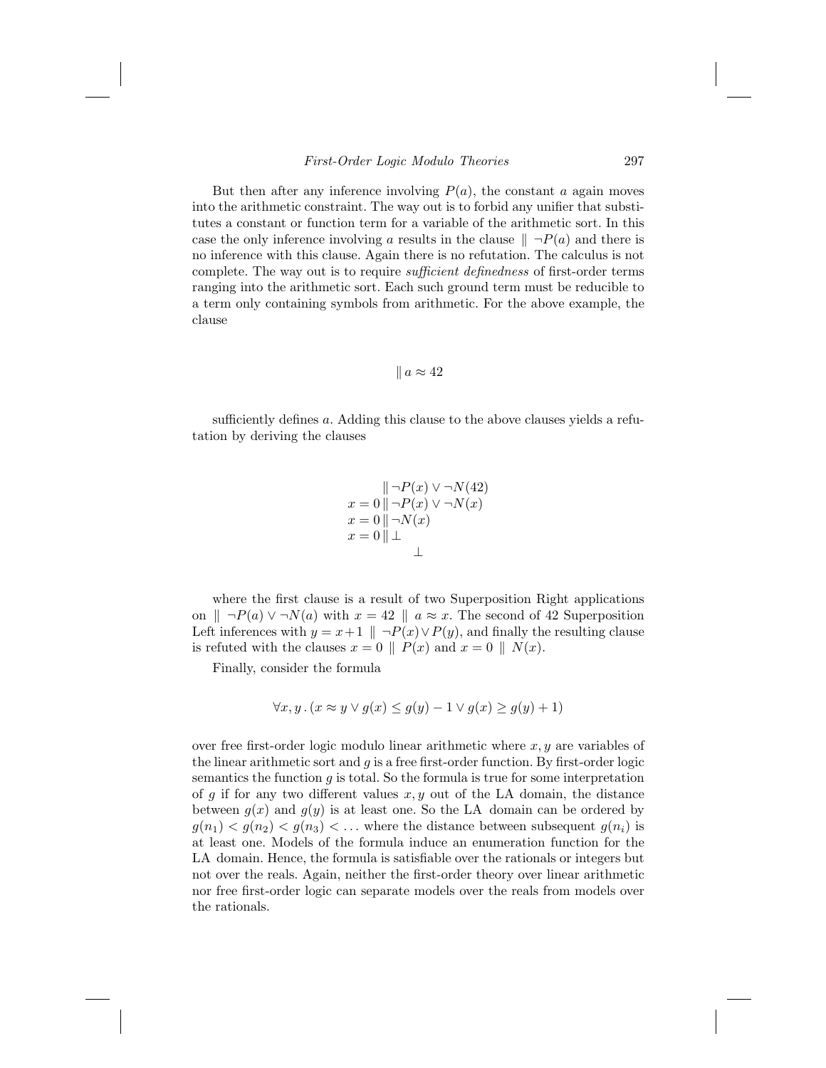But then after any inference involving $P(a)$, the constant $a$ again moves into the arithmetic constraint. The way out is to forbid any unifier that substitutes a constant or function term for a variable of the arithmetic sort. In this case the only inference involving $a$ results in the clause $\parallel \neg P(a)$ and there is no inference with this clause. Again there is no refutation. The calculus is not complete. The way out is to require *sufficient definedness* of first-order terms ranging into the arithmetic sort. Each such ground term must be reducible to a term only containing symbols from arithmetic. For the above example, the clause

$$\parallel a \approx 42$$

sufficiently defines $a$. Adding this clause to the above clauses yields a refutation by deriving the clauses

$$\begin{array}{r}
\parallel \neg P(x) \vee \neg N(42) \\
x = 0 \parallel \neg P(x) \vee \neg N(x) \\
x = 0 \parallel \neg N(x) \\
x = 0 \parallel \bot \\
\bot
\end{array}$$

where the first clause is a result of two Superposition Right applications on $\parallel \neg P(a) \vee \neg N(a)$ with $x = 42 \parallel a \approx x$. The second of 42 Superposition Left inferences with $y = x+1 \parallel \neg P(x) \vee P(y)$, and finally the resulting clause is refuted with the clauses $x = 0 \parallel P(x)$ and $x = 0 \parallel N(x)$.

Finally, consider the formula

$$\forall x, y \,.\, (x \approx y \vee g(x) \leq g(y) - 1 \vee g(x) \geq g(y) + 1)$$

over free first-order logic modulo linear arithmetic where $x, y$ are variables of the linear arithmetic sort and $g$ is a free first-order function. By first-order logic semantics the function $g$ is total. So the formula is true for some interpretation of $g$ if for any two different values $x, y$ out of the LA domain, the distance between $g(x)$ and $g(y)$ is at least one. So the LA domain can be ordered by $g(n_1) < g(n_2) < g(n_3) < \ldots$ where the distance between subsequent $g(n_i)$ is at least one. Models of the formula induce an enumeration function for the LA domain. Hence, the formula is satisfiable over the rationals or integers but not over the reals. Again, neither the first-order theory over linear arithmetic nor free first-order logic can separate models over the reals from models over the rationals.